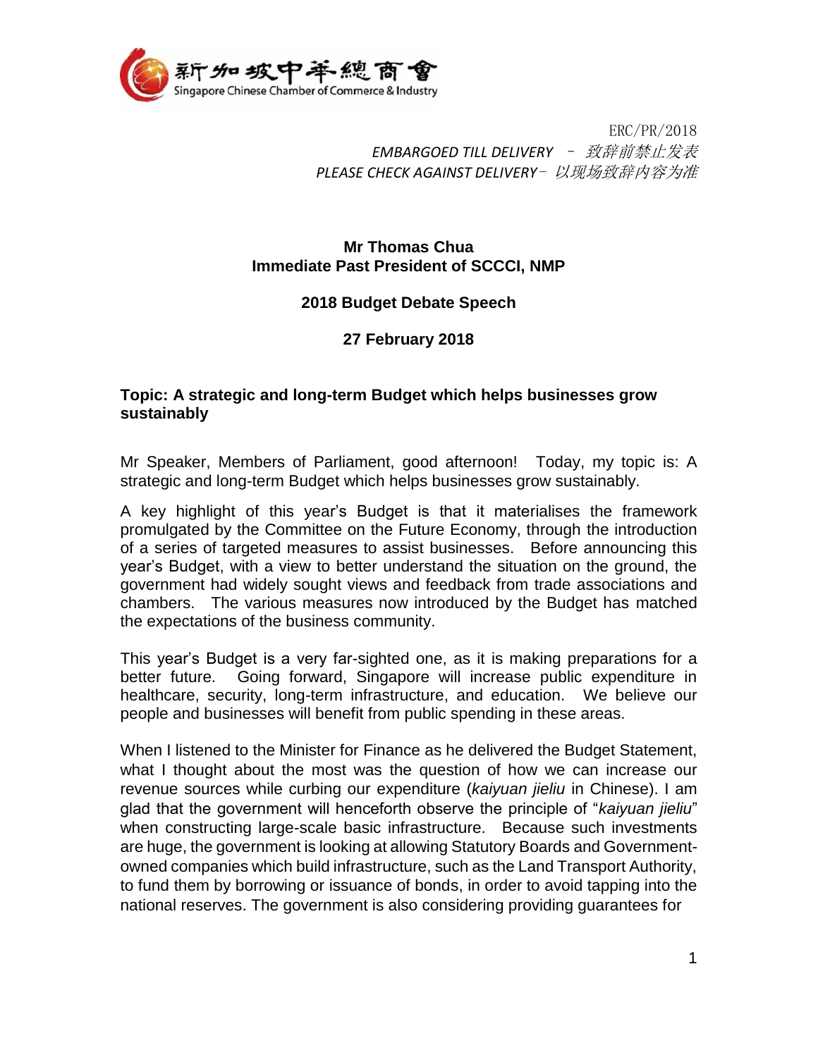新加坡中華總商會
Singapore Chinese Chamber of Commerce & Industry

ERC/PR/2018

*EMBARGOED TILL DELIVERY – 致辞前禁止发表*

*PLEASE CHECK AGAINST DELIVERY– 以现场致辞内容为准*

**Mr Thomas Chua**
**Immediate Past President of SCCCI, NMP**

**2018 Budget Debate Speech**

**27 February 2018**

**Topic: A strategic and long-term Budget which helps businesses grow sustainably**

Mr Speaker, Members of Parliament, good afternoon! Today, my topic is: A strategic and long-term Budget which helps businesses grow sustainably.

A key highlight of this year's Budget is that it materialises the framework promulgated by the Committee on the Future Economy, through the introduction of a series of targeted measures to assist businesses. Before announcing this year's Budget, with a view to better understand the situation on the ground, the government had widely sought views and feedback from trade associations and chambers. The various measures now introduced by the Budget has matched the expectations of the business community.

This year's Budget is a very far-sighted one, as it is making preparations for a better future. Going forward, Singapore will increase public expenditure in healthcare, security, long-term infrastructure, and education. We believe our people and businesses will benefit from public spending in these areas.

When I listened to the Minister for Finance as he delivered the Budget Statement, what I thought about the most was the question of how we can increase our revenue sources while curbing our expenditure (*kaiyuan jieliu* in Chinese). I am glad that the government will henceforth observe the principle of "*kaiyuan jieliu*" when constructing large-scale basic infrastructure. Because such investments are huge, the government is looking at allowing Statutory Boards and Government-owned companies which build infrastructure, such as the Land Transport Authority, to fund them by borrowing or issuance of bonds, in order to avoid tapping into the national reserves. The government is also considering providing guarantees for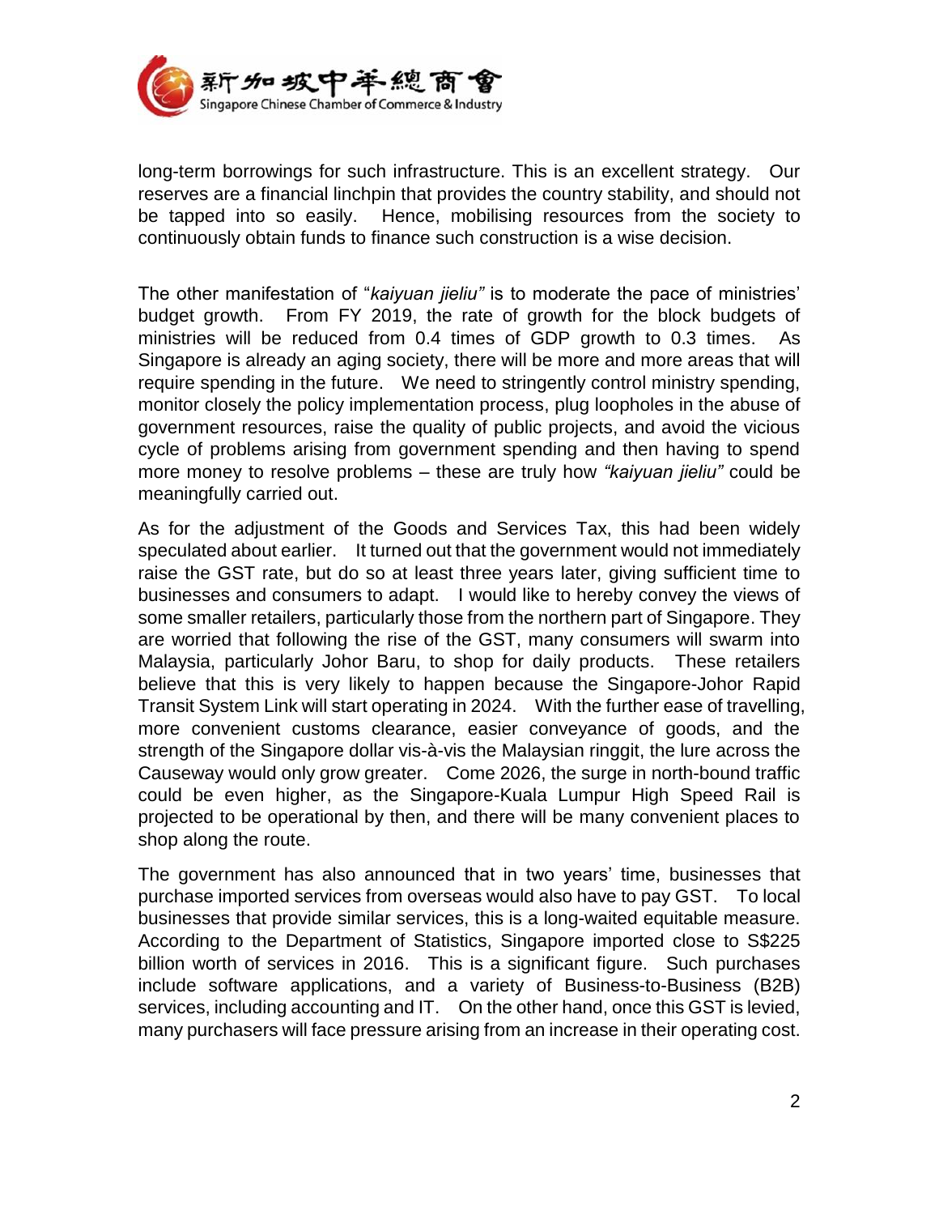long-term borrowings for such infrastructure. This is an excellent strategy. Our reserves are a financial linchpin that provides the country stability, and should not be tapped into so easily. Hence, mobilising resources from the society to continuously obtain funds to finance such construction is a wise decision.

The other manifestation of "*kaiyuan jieliu"* is to moderate the pace of ministries' budget growth. From FY 2019, the rate of growth for the block budgets of ministries will be reduced from 0.4 times of GDP growth to 0.3 times. As Singapore is already an aging society, there will be more and more areas that will require spending in the future. We need to stringently control ministry spending, monitor closely the policy implementation process, plug loopholes in the abuse of government resources, raise the quality of public projects, and avoid the vicious cycle of problems arising from government spending and then having to spend more money to resolve problems – these are truly how *"kaiyuan jieliu"* could be meaningfully carried out.

As for the adjustment of the Goods and Services Tax, this had been widely speculated about earlier. It turned out that the government would not immediately raise the GST rate, but do so at least three years later, giving sufficient time to businesses and consumers to adapt. I would like to hereby convey the views of some smaller retailers, particularly those from the northern part of Singapore. They are worried that following the rise of the GST, many consumers will swarm into Malaysia, particularly Johor Baru, to shop for daily products. These retailers believe that this is very likely to happen because the Singapore-Johor Rapid Transit System Link will start operating in 2024. With the further ease of travelling, more convenient customs clearance, easier conveyance of goods, and the strength of the Singapore dollar vis-à-vis the Malaysian ringgit, the lure across the Causeway would only grow greater. Come 2026, the surge in north-bound traffic could be even higher, as the Singapore-Kuala Lumpur High Speed Rail is projected to be operational by then, and there will be many convenient places to shop along the route.

The government has also announced that in two years' time, businesses that purchase imported services from overseas would also have to pay GST. To local businesses that provide similar services, this is a long-waited equitable measure. According to the Department of Statistics, Singapore imported close to S$225 billion worth of services in 2016. This is a significant figure. Such purchases include software applications, and a variety of Business-to-Business (B2B) services, including accounting and IT. On the other hand, once this GST is levied, many purchasers will face pressure arising from an increase in their operating cost.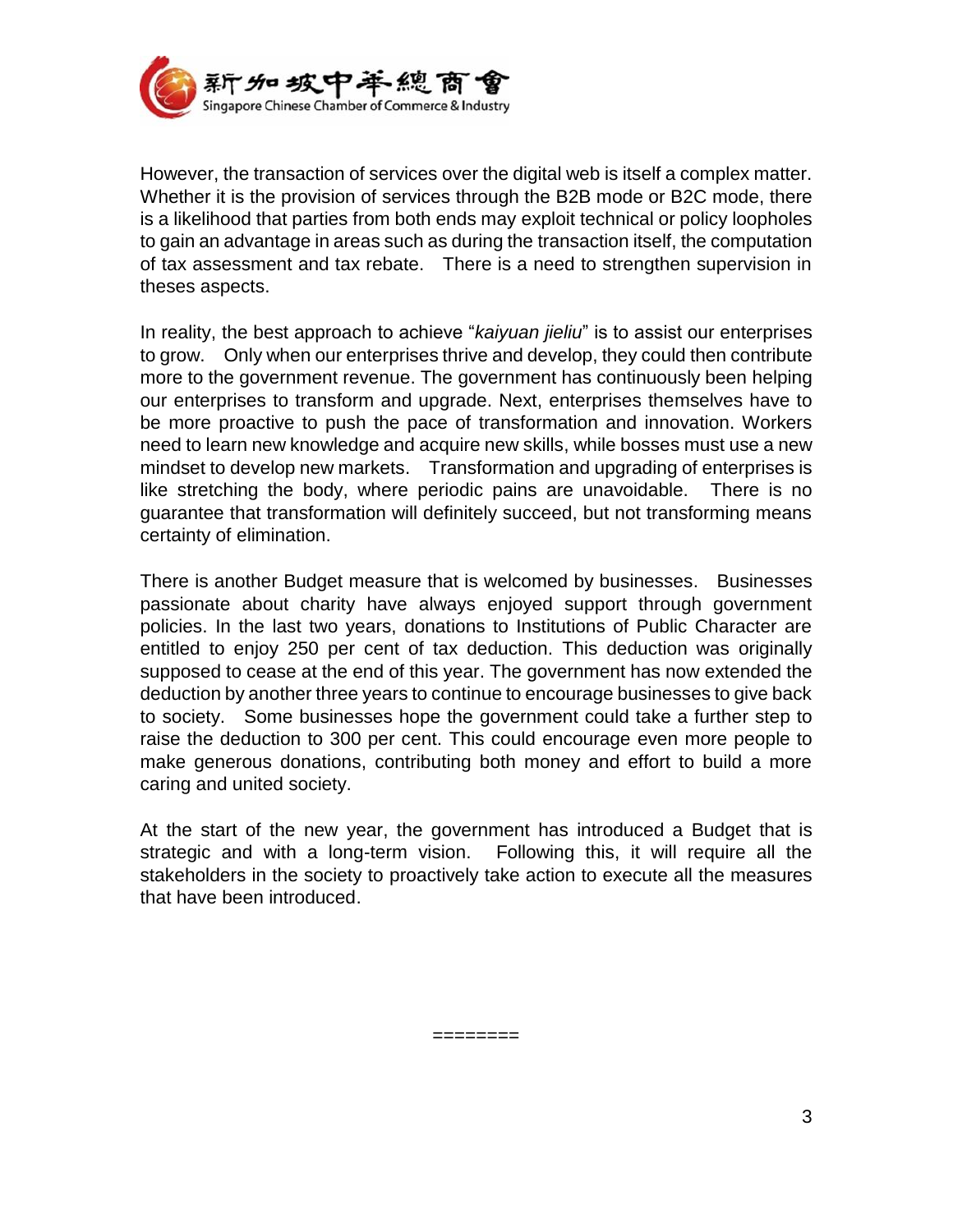However, the transaction of services over the digital web is itself a complex matter. Whether it is the provision of services through the B2B mode or B2C mode, there is a likelihood that parties from both ends may exploit technical or policy loopholes to gain an advantage in areas such as during the transaction itself, the computation of tax assessment and tax rebate. There is a need to strengthen supervision in theses aspects.

In reality, the best approach to achieve "*kaiyuan jieliu*" is to assist our enterprises to grow. Only when our enterprises thrive and develop, they could then contribute more to the government revenue. The government has continuously been helping our enterprises to transform and upgrade. Next, enterprises themselves have to be more proactive to push the pace of transformation and innovation. Workers need to learn new knowledge and acquire new skills, while bosses must use a new mindset to develop new markets. Transformation and upgrading of enterprises is like stretching the body, where periodic pains are unavoidable. There is no guarantee that transformation will definitely succeed, but not transforming means certainty of elimination.

There is another Budget measure that is welcomed by businesses. Businesses passionate about charity have always enjoyed support through government policies. In the last two years, donations to Institutions of Public Character are entitled to enjoy 250 per cent of tax deduction. This deduction was originally supposed to cease at the end of this year. The government has now extended the deduction by another three years to continue to encourage businesses to give back to society. Some businesses hope the government could take a further step to raise the deduction to 300 per cent. This could encourage even more people to make generous donations, contributing both money and effort to build a more caring and united society.

At the start of the new year, the government has introduced a Budget that is strategic and with a long-term vision. Following this, it will require all the stakeholders in the society to proactively take action to execute all the measures that have been introduced.

========